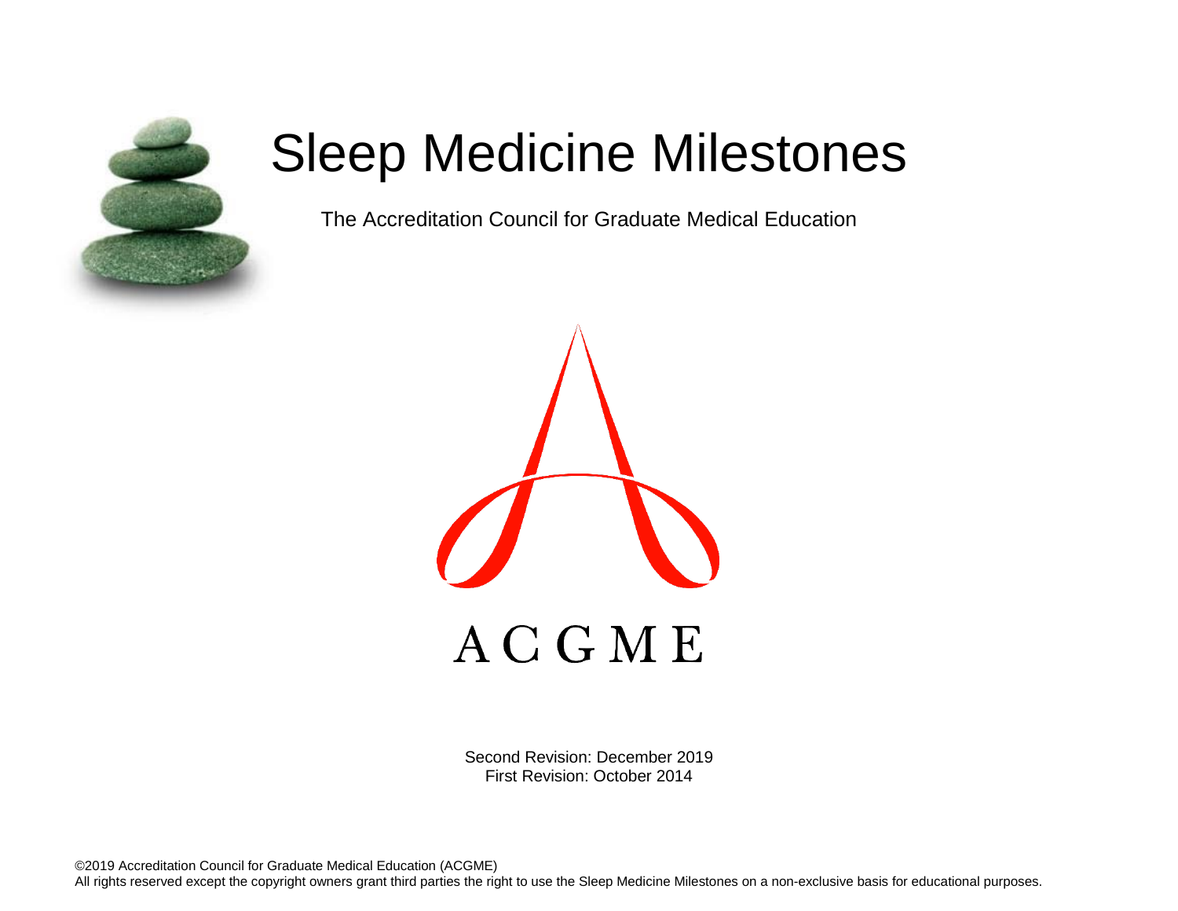# Sleep Medicine Milestones

The Accreditation Council for Graduate Medical Education

ACGME

Second Revision: December 2019
First Revision: October 2014

©2019 Accreditation Council for Graduate Medical Education (ACGME)
All rights reserved except the copyright owners grant third parties the right to use the Sleep Medicine Milestones on a non-exclusive basis for educational purposes.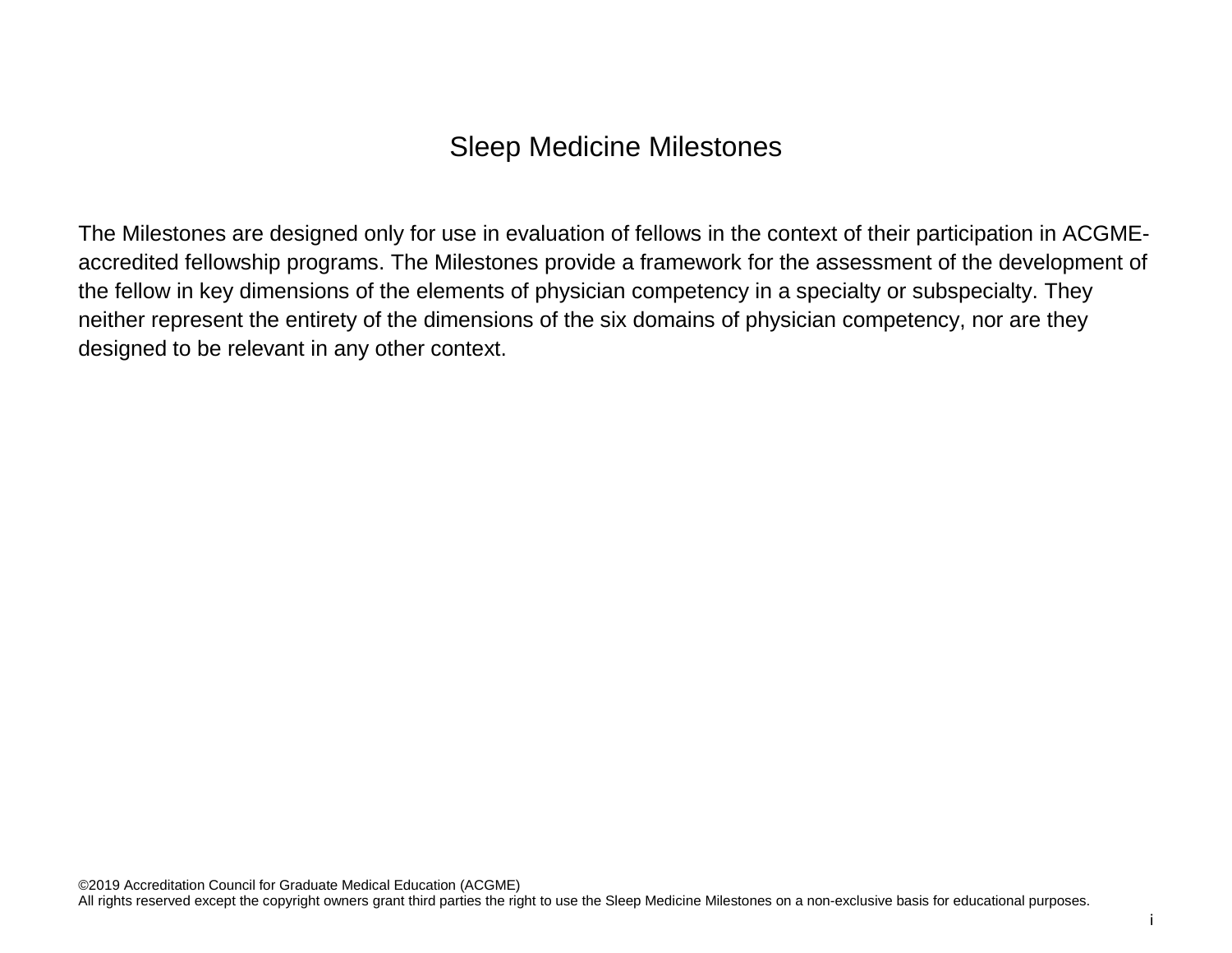# Sleep Medicine Milestones

The Milestones are designed only for use in evaluation of fellows in the context of their participation in ACGME-accredited fellowship programs. The Milestones provide a framework for the assessment of the development of the fellow in key dimensions of the elements of physician competency in a specialty or subspecialty. They neither represent the entirety of the dimensions of the six domains of physician competency, nor are they designed to be relevant in any other context.

©2019 Accreditation Council for Graduate Medical Education (ACGME)
All rights reserved except the copyright owners grant third parties the right to use the Sleep Medicine Milestones on a non-exclusive basis for educational purposes.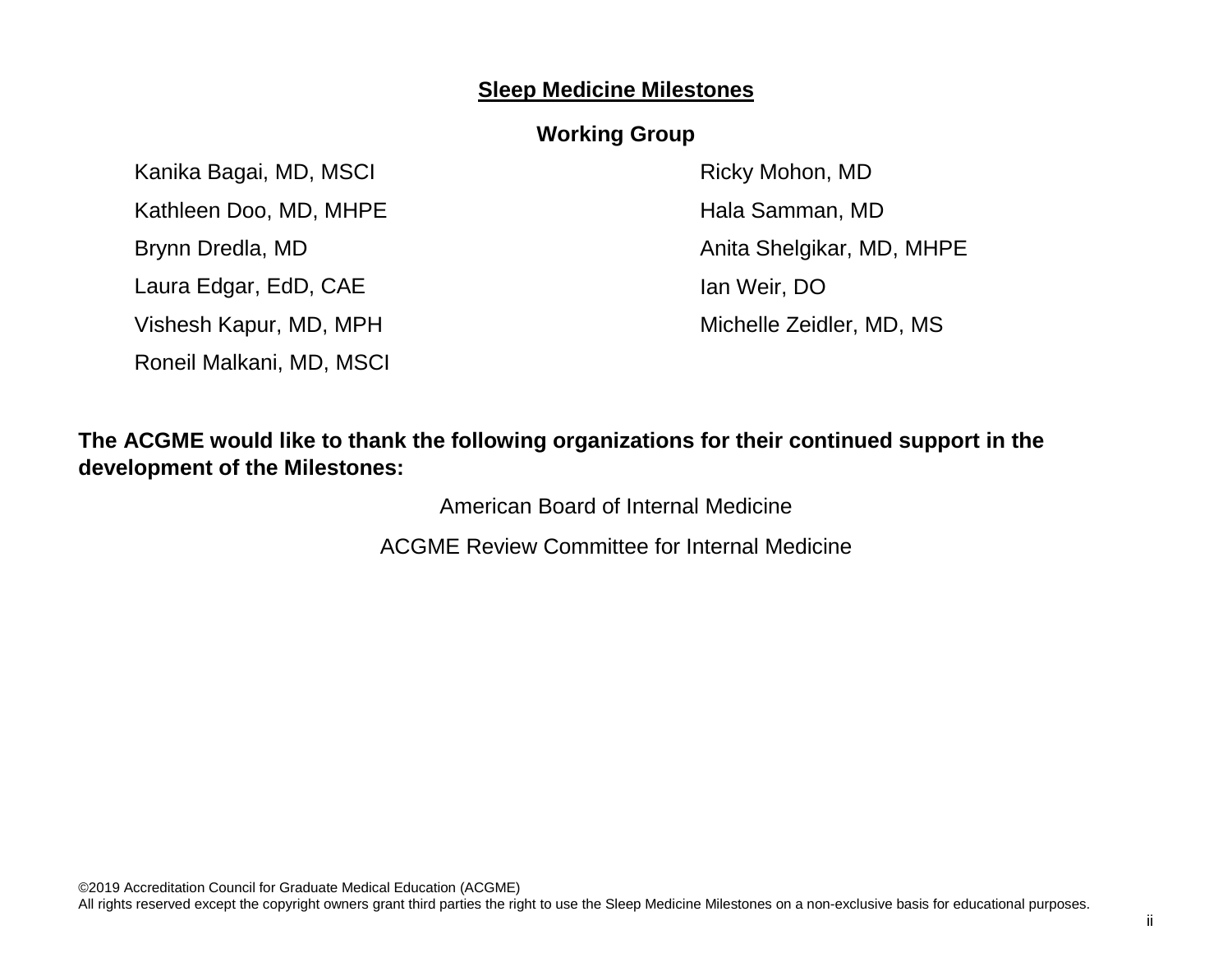# Sleep Medicine Milestones

## Working Group

Kanika Bagai, MD, MSCI

Kathleen Doo, MD, MHPE

Brynn Dredla, MD

Laura Edgar, EdD, CAE

Vishesh Kapur, MD, MPH

Roneil Malkani, MD, MSCI

Ricky Mohon, MD

Hala Samman, MD

Anita Shelgikar, MD, MHPE

Ian Weir, DO

Michelle Zeidler, MD, MS

**The ACGME would like to thank the following organizations for their continued support in the development of the Milestones:**

American Board of Internal Medicine

ACGME Review Committee for Internal Medicine

©2019 Accreditation Council for Graduate Medical Education (ACGME)
All rights reserved except the copyright owners grant third parties the right to use the Sleep Medicine Milestones on a non-exclusive basis for educational purposes.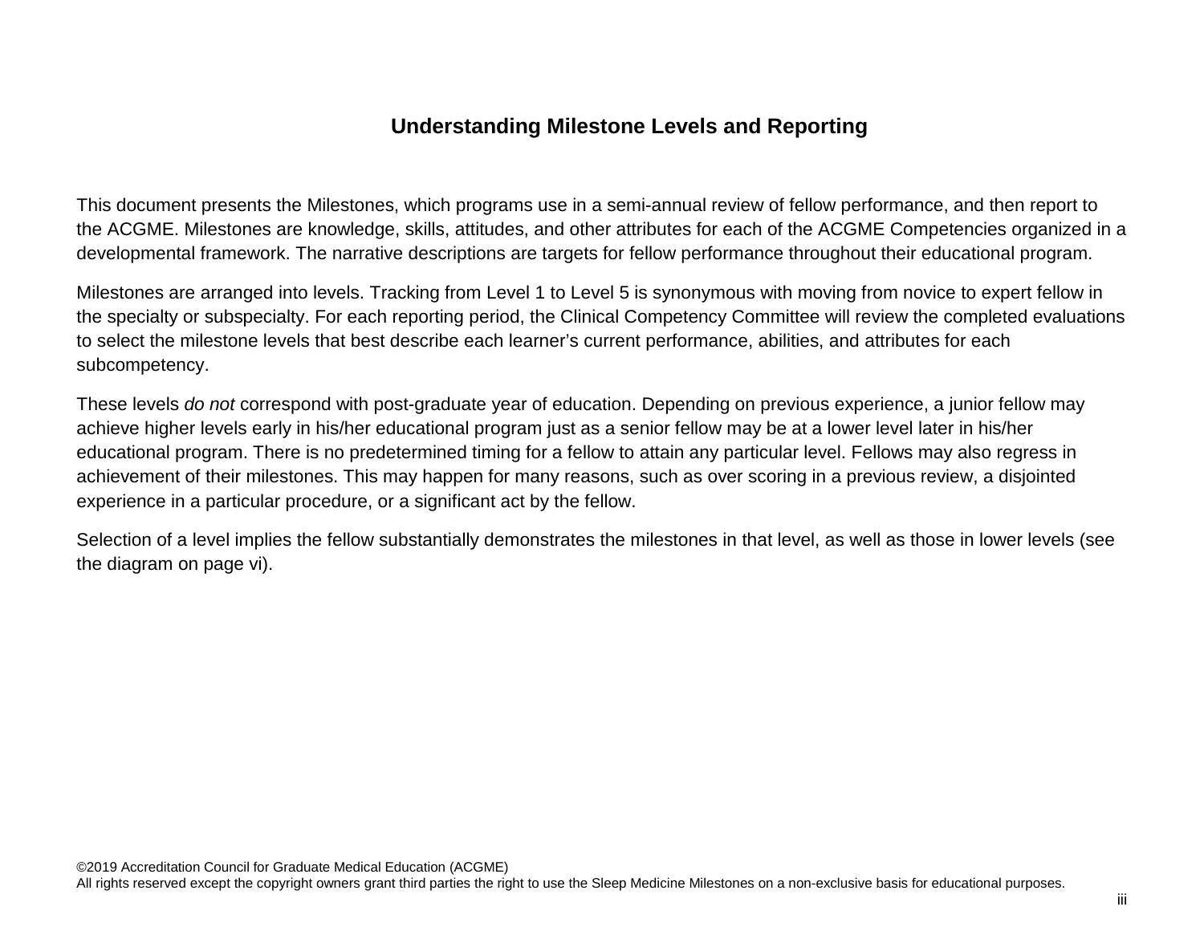## Understanding Milestone Levels and Reporting

This document presents the Milestones, which programs use in a semi-annual review of fellow performance, and then report to the ACGME. Milestones are knowledge, skills, attitudes, and other attributes for each of the ACGME Competencies organized in a developmental framework. The narrative descriptions are targets for fellow performance throughout their educational program.

Milestones are arranged into levels. Tracking from Level 1 to Level 5 is synonymous with moving from novice to expert fellow in the specialty or subspecialty. For each reporting period, the Clinical Competency Committee will review the completed evaluations to select the milestone levels that best describe each learner's current performance, abilities, and attributes for each subcompetency.

These levels *do not* correspond with post-graduate year of education. Depending on previous experience, a junior fellow may achieve higher levels early in his/her educational program just as a senior fellow may be at a lower level later in his/her educational program. There is no predetermined timing for a fellow to attain any particular level. Fellows may also regress in achievement of their milestones. This may happen for many reasons, such as over scoring in a previous review, a disjointed experience in a particular procedure, or a significant act by the fellow.

Selection of a level implies the fellow substantially demonstrates the milestones in that level, as well as those in lower levels (see the diagram on page vi).

©2019 Accreditation Council for Graduate Medical Education (ACGME)
All rights reserved except the copyright owners grant third parties the right to use the Sleep Medicine Milestones on a non-exclusive basis for educational purposes.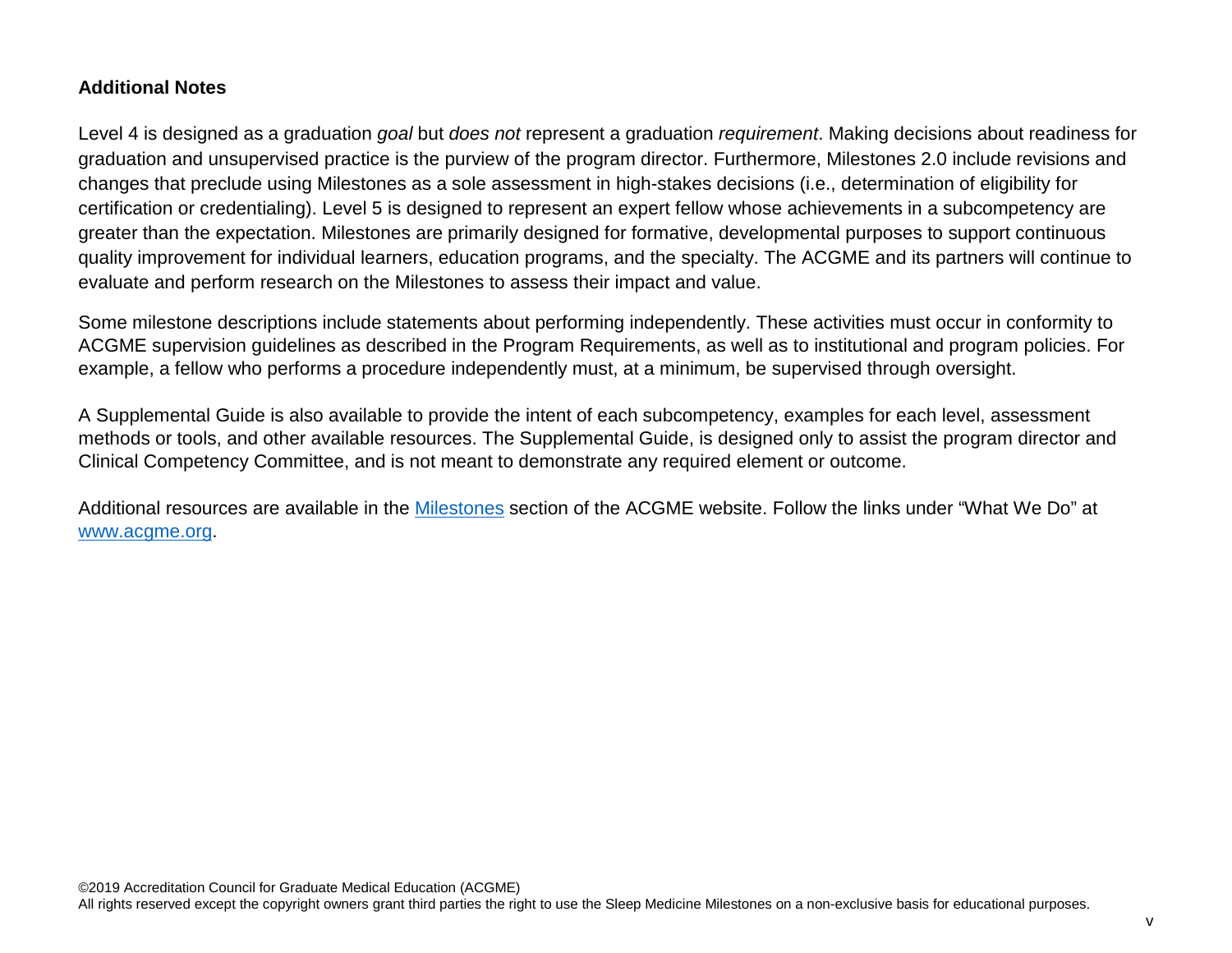## Additional Notes

Level 4 is designed as a graduation *goal* but *does not* represent a graduation *requirement*. Making decisions about readiness for graduation and unsupervised practice is the purview of the program director. Furthermore, Milestones 2.0 include revisions and changes that preclude using Milestones as a sole assessment in high-stakes decisions (i.e., determination of eligibility for certification or credentialing). Level 5 is designed to represent an expert fellow whose achievements in a subcompetency are greater than the expectation. Milestones are primarily designed for formative, developmental purposes to support continuous quality improvement for individual learners, education programs, and the specialty. The ACGME and its partners will continue to evaluate and perform research on the Milestones to assess their impact and value.

Some milestone descriptions include statements about performing independently. These activities must occur in conformity to ACGME supervision guidelines as described in the Program Requirements, as well as to institutional and program policies. For example, a fellow who performs a procedure independently must, at a minimum, be supervised through oversight.

A Supplemental Guide is also available to provide the intent of each subcompetency, examples for each level, assessment methods or tools, and other available resources. The Supplemental Guide, is designed only to assist the program director and Clinical Competency Committee, and is not meant to demonstrate any required element or outcome.

Additional resources are available in the [Milestones](https://www.acgme.org) section of the ACGME website. Follow the links under "What We Do" at [www.acgme.org](https://www.acgme.org).

©2019 Accreditation Council for Graduate Medical Education (ACGME)
All rights reserved except the copyright owners grant third parties the right to use the Sleep Medicine Milestones on a non-exclusive basis for educational purposes.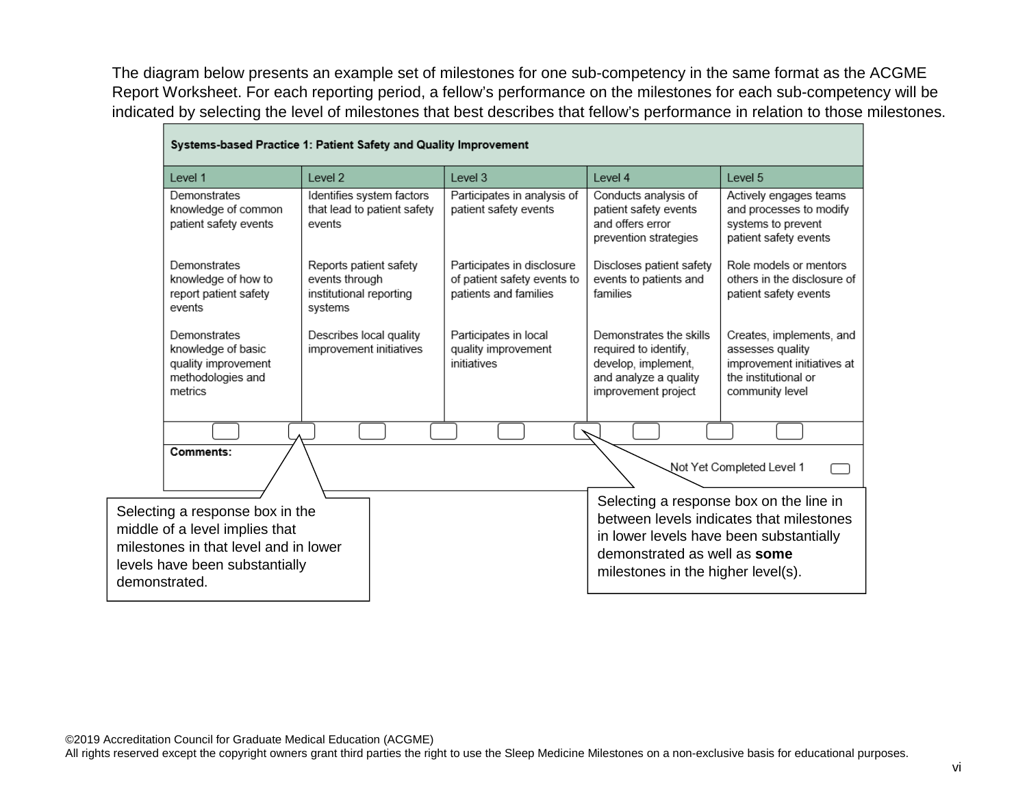The diagram below presents an example set of milestones for one sub-competency in the same format as the ACGME Report Worksheet. For each reporting period, a fellow's performance on the milestones for each sub-competency will be indicated by selecting the level of milestones that best describes that fellow's performance in relation to those milestones.

| Systems-based Practice 1: Patient Safety and Quality Improvement | | | | |
|---|---|---|---|---|
| Level 1 | Level 2 | Level 3 | Level 4 | Level 5 |
| Demonstrates knowledge of common patient safety events | Identifies system factors that lead to patient safety events | Participates in analysis of patient safety events | Conducts analysis of patient safety events and offers error prevention strategies | Actively engages teams and processes to modify systems to prevent patient safety events |
| Demonstrates knowledge of how to report patient safety events | Reports patient safety events through institutional reporting systems | Participates in disclosure of patient safety events to patients and families | Discloses patient safety events to patients and families | Role models or mentors others in the disclosure of patient safety events |
| Demonstrates knowledge of basic quality improvement methodologies and metrics | Describes local quality improvement initiatives | Participates in local quality improvement initiatives | Demonstrates the skills required to identify, develop, implement, and analyze a quality improvement project | Creates, implements, and assesses quality improvement initiatives at the institutional or community level |

Comments:

Not Yet Completed Level 1

Selecting a response box in the middle of a level implies that milestones in that level and in lower levels have been substantially demonstrated.

Selecting a response box on the line in between levels indicates that milestones in lower levels have been substantially demonstrated as well as **some** milestones in the higher level(s).

©2019 Accreditation Council for Graduate Medical Education (ACGME)
All rights reserved except the copyright owners grant third parties the right to use the Sleep Medicine Milestones on a non-exclusive basis for educational purposes.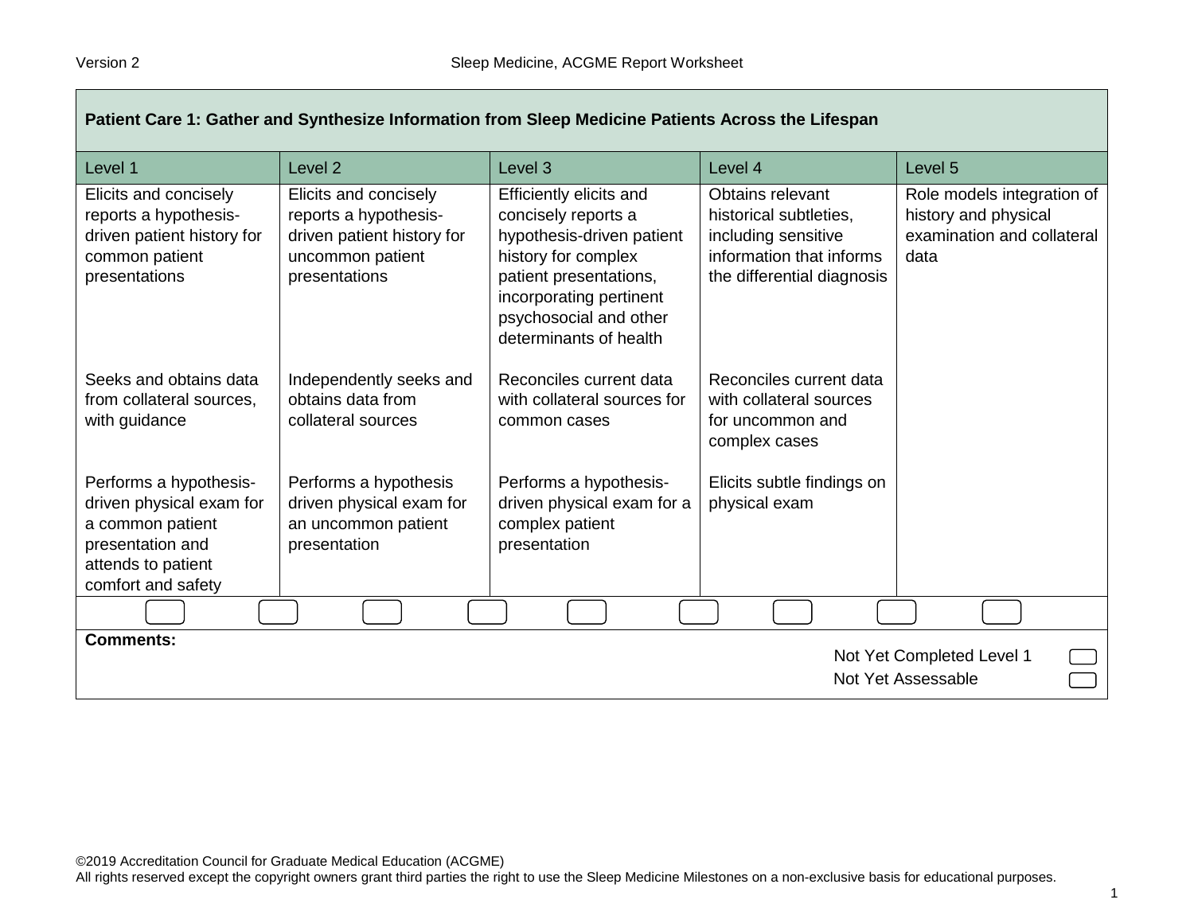| Patient Care 1: Gather and Synthesize Information from Sleep Medicine Patients Across the Lifespan | | | | |
|---|---|---|---|---|
| Level 1 | Level 2 | Level 3 | Level 4 | Level 5 |
| Elicits and concisely reports a hypothesis-driven patient history for common patient presentations | Elicits and concisely reports a hypothesis-driven patient history for uncommon patient presentations | Efficiently elicits and concisely reports a hypothesis-driven patient history for complex patient presentations, incorporating pertinent psychosocial and other determinants of health | Obtains relevant historical subtleties, including sensitive information that informs the differential diagnosis | Role models integration of history and physical examination and collateral data |
| Seeks and obtains data from collateral sources, with guidance | Independently seeks and obtains data from collateral sources | Reconciles current data with collateral sources for common cases | Reconciles current data with collateral sources for uncommon and complex cases | |
| Performs a hypothesis-driven physical exam for a common patient presentation and attends to patient comfort and safety | Performs a hypothesis driven physical exam for an uncommon patient presentation | Performs a hypothesis-driven physical exam for a complex patient presentation | Elicits subtle findings on physical exam | |

**Comments:**

Not Yet Completed Level 1

Not Yet Assessable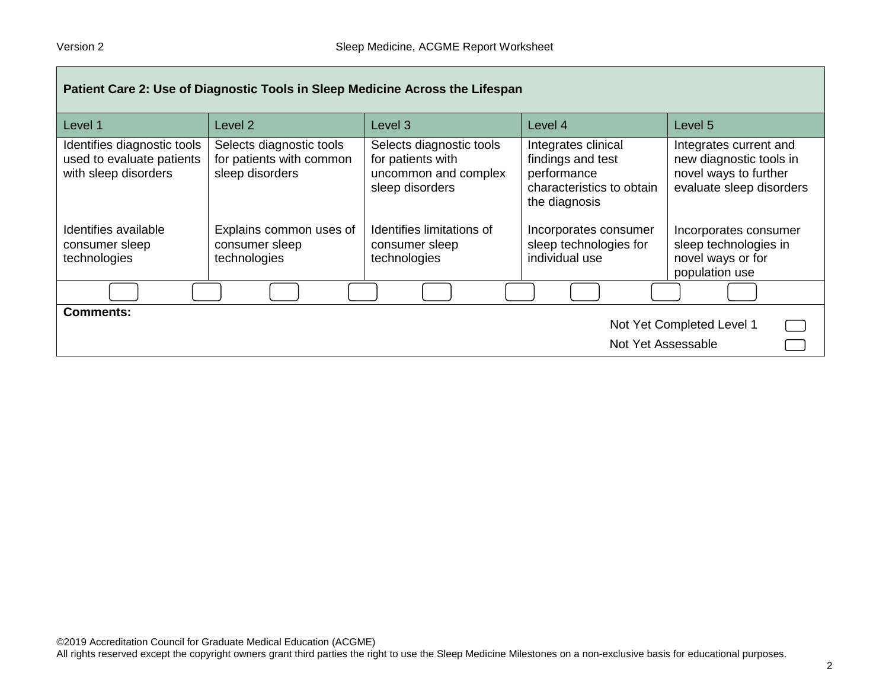| Patient Care 2: Use of Diagnostic Tools in Sleep Medicine Across the Lifespan | | | | |
|---|---|---|---|---|
| Level 1 | Level 2 | Level 3 | Level 4 | Level 5 |
| Identifies diagnostic tools used to evaluate patients with sleep disorders<br><br>Identifies available consumer sleep technologies | Selects diagnostic tools for patients with common sleep disorders<br><br>Explains common uses of consumer sleep technologies | Selects diagnostic tools for patients with uncommon and complex sleep disorders<br><br>Identifies limitations of consumer sleep technologies | Integrates clinical findings and test performance characteristics to obtain the diagnosis<br><br>Incorporates consumer sleep technologies for individual use | Integrates current and new diagnostic tools in novel ways to further evaluate sleep disorders<br><br>Incorporates consumer sleep technologies in novel ways or for population use |

**Comments:**

Not Yet Completed Level 1

Not Yet Assessable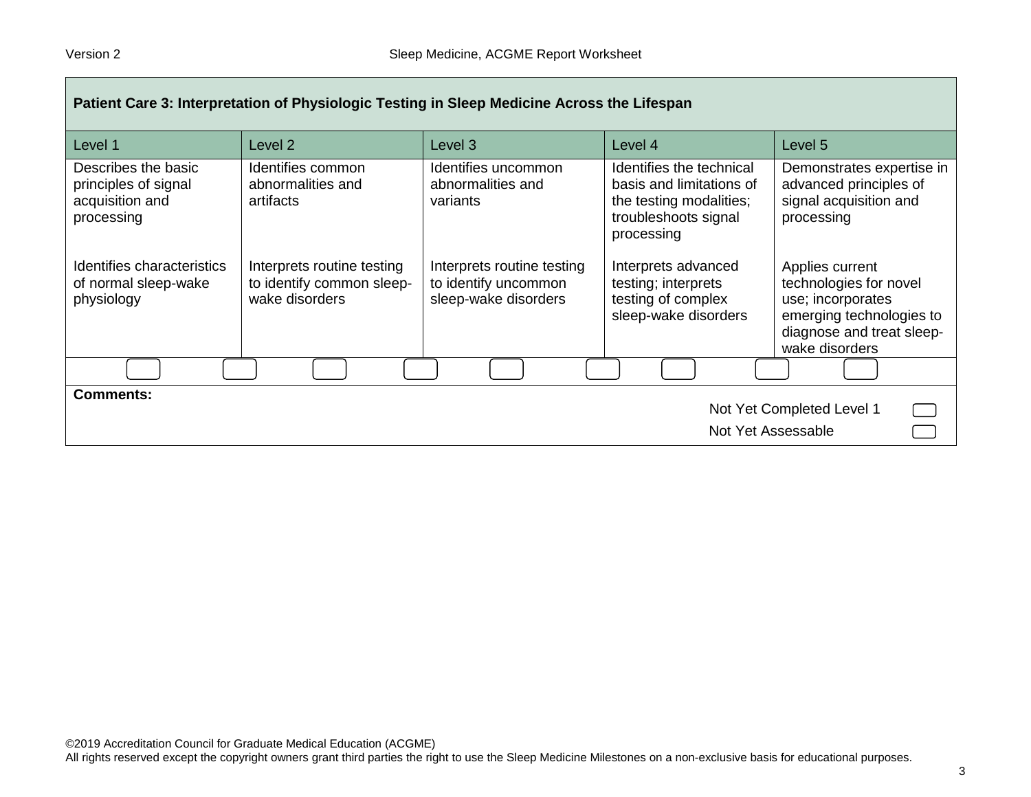**Patient Care 3: Interpretation of Physiologic Testing in Sleep Medicine Across the Lifespan**

| Level 1 | Level 2 | Level 3 | Level 4 | Level 5 |
|---|---|---|---|---|
| Describes the basic principles of signal acquisition and processing | Identifies common abnormalities and artifacts | Identifies uncommon abnormalities and variants | Identifies the technical basis and limitations of the testing modalities; troubleshoots signal processing | Demonstrates expertise in advanced principles of signal acquisition and processing |
| Identifies characteristics of normal sleep-wake physiology | Interprets routine testing to identify common sleep-wake disorders | Interprets routine testing to identify uncommon sleep-wake disorders | Interprets advanced testing; interprets testing of complex sleep-wake disorders | Applies current technologies for novel use; incorporates emerging technologies to diagnose and treat sleep-wake disorders |

**Comments:**

Not Yet Completed Level 1

Not Yet Assessable

©2019 Accreditation Council for Graduate Medical Education (ACGME)
All rights reserved except the copyright owners grant third parties the right to use the Sleep Medicine Milestones on a non-exclusive basis for educational purposes.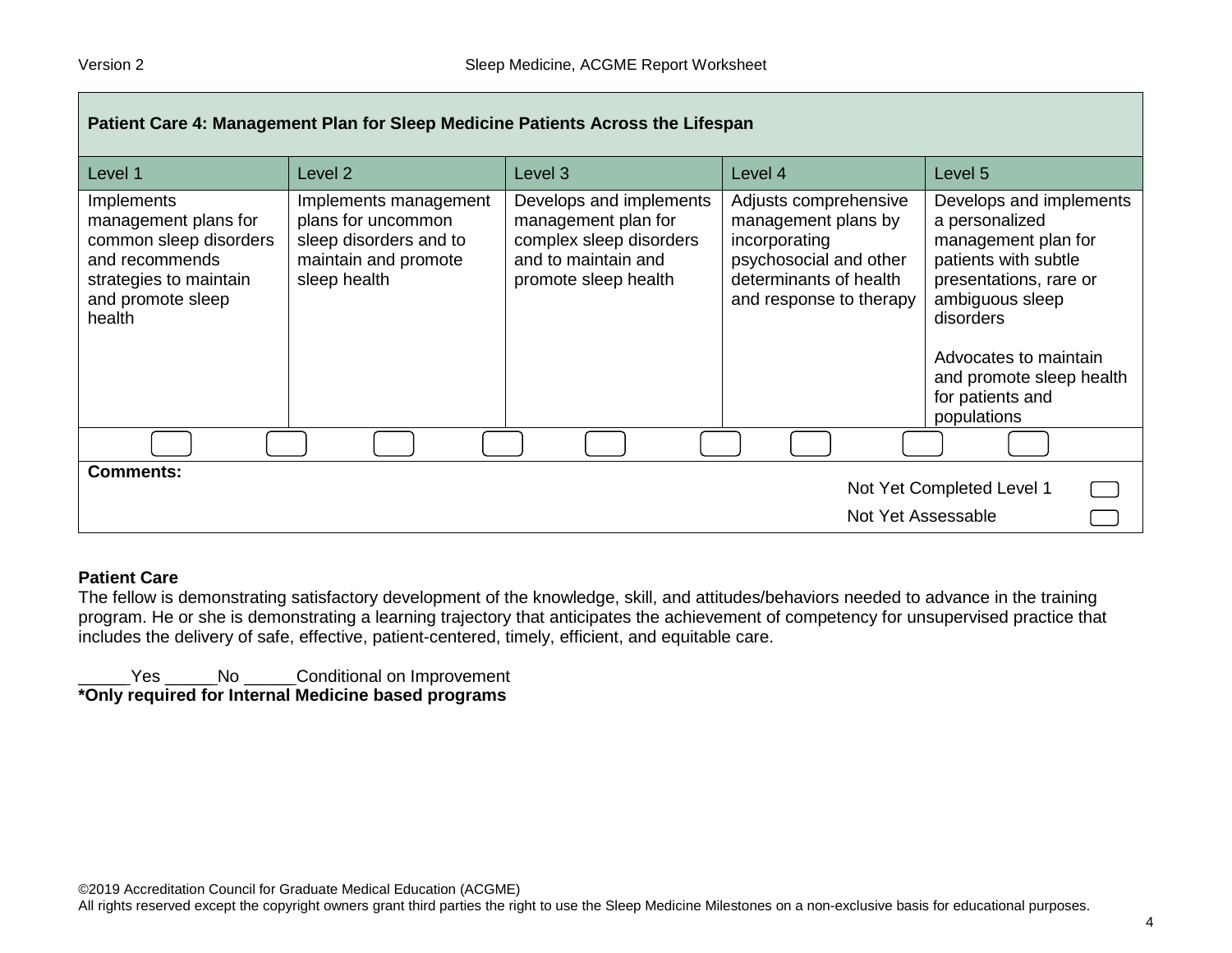| Patient Care 4: Management Plan for Sleep Medicine Patients Across the Lifespan | | | | |
|---|---|---|---|---|
| Level 1 | Level 2 | Level 3 | Level 4 | Level 5 |
| Implements management plans for common sleep disorders and recommends strategies to maintain and promote sleep health | Implements management plans for uncommon sleep disorders and to maintain and promote sleep health | Develops and implements management plan for complex sleep disorders and to maintain and promote sleep health | Adjusts comprehensive management plans by incorporating psychosocial and other determinants of health and response to therapy | Develops and implements a personalized management plan for patients with subtle presentations, rare or ambiguous sleep disorders<br><br>Advocates to maintain and promote sleep health for patients and populations |

**Comments:**

Not Yet Completed Level 1

Not Yet Assessable

**Patient Care**

The fellow is demonstrating satisfactory development of the knowledge, skill, and attitudes/behaviors needed to advance in the training program. He or she is demonstrating a learning trajectory that anticipates the achievement of competency for unsupervised practice that includes the delivery of safe, effective, patient-centered, timely, efficient, and equitable care.

_____Yes _____No _____Conditional on Improvement

**\*Only required for Internal Medicine based programs**

©2019 Accreditation Council for Graduate Medical Education (ACGME)
All rights reserved except the copyright owners grant third parties the right to use the Sleep Medicine Milestones on a non-exclusive basis for educational purposes.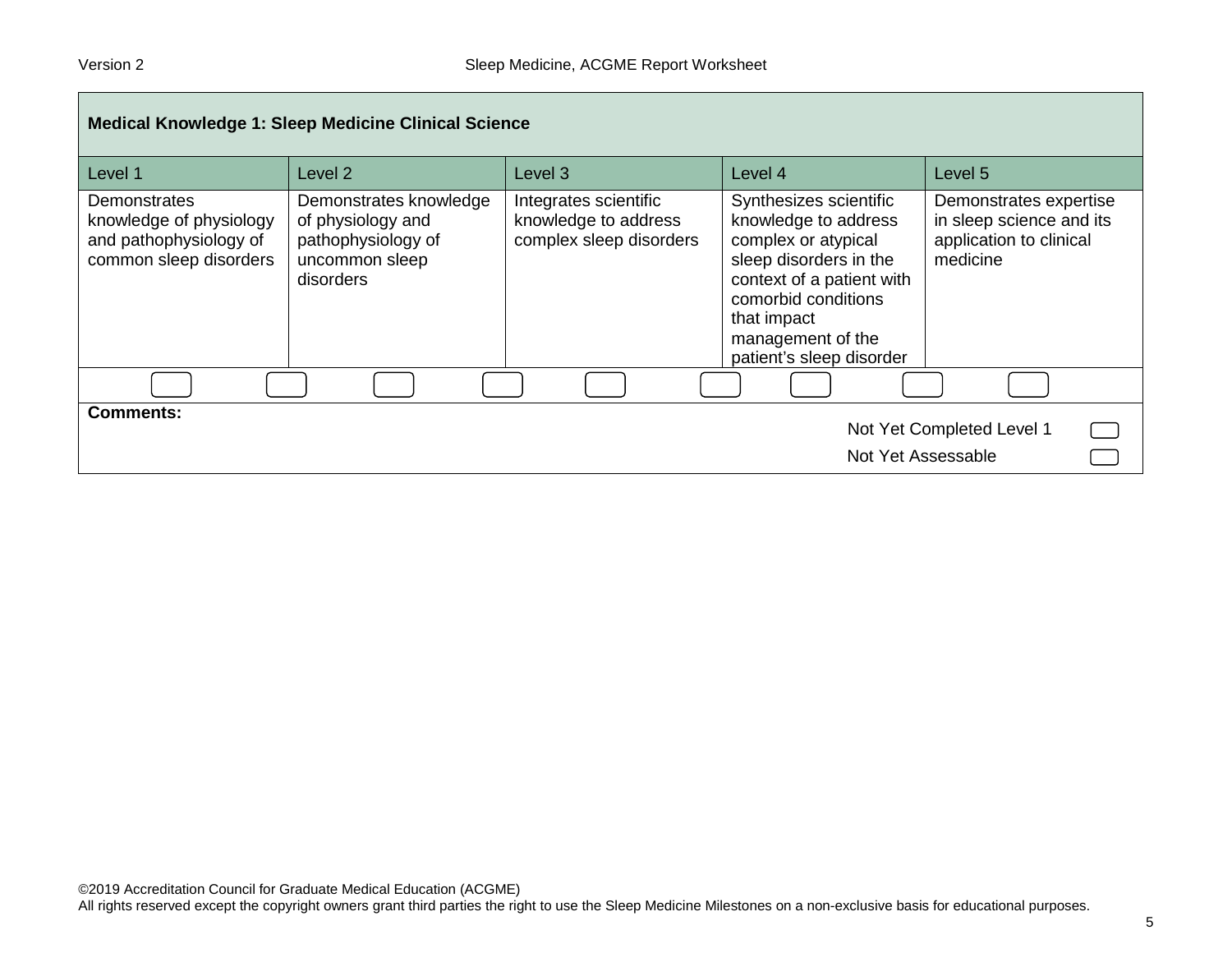| Medical Knowledge 1: Sleep Medicine Clinical Science | | | | |
|---|---|---|---|---|
| Level 1 | Level 2 | Level 3 | Level 4 | Level 5 |
| Demonstrates knowledge of physiology and pathophysiology of common sleep disorders | Demonstrates knowledge of physiology and pathophysiology of uncommon sleep disorders | Integrates scientific knowledge to address complex sleep disorders | Synthesizes scientific knowledge to address complex or atypical sleep disorders in the context of a patient with comorbid conditions that impact management of the patient's sleep disorder | Demonstrates expertise in sleep science and its application to clinical medicine |

**Comments:**

Not Yet Completed Level 1

Not Yet Assessable

©2019 Accreditation Council for Graduate Medical Education (ACGME)
All rights reserved except the copyright owners grant third parties the right to use the Sleep Medicine Milestones on a non-exclusive basis for educational purposes.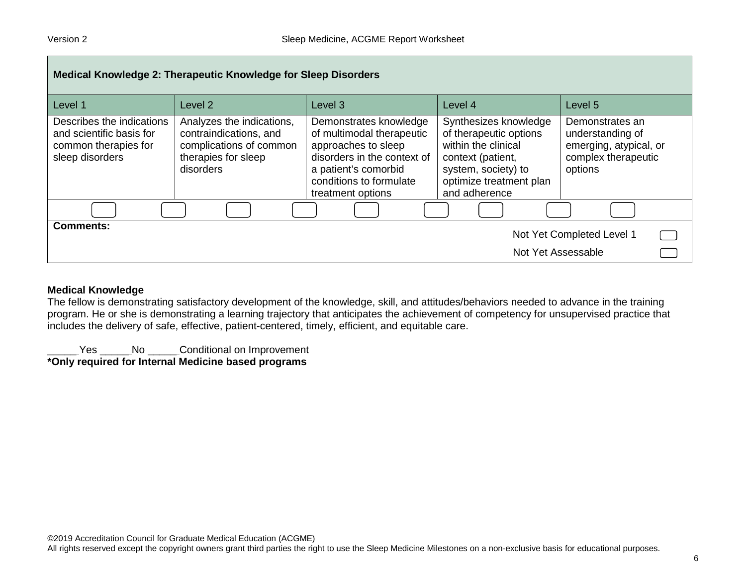| Medical Knowledge 2: Therapeutic Knowledge for Sleep Disorders | | | | |
|---|---|---|---|---|
| Level 1 | Level 2 | Level 3 | Level 4 | Level 5 |
| Describes the indications and scientific basis for common therapies for sleep disorders | Analyzes the indications, contraindications, and complications of common therapies for sleep disorders | Demonstrates knowledge of multimodal therapeutic approaches to sleep disorders in the context of a patient's comorbid conditions to formulate treatment options | Synthesizes knowledge of therapeutic options within the clinical context (patient, system, society) to optimize treatment plan and adherence | Demonstrates an understanding of emerging, atypical, or complex therapeutic options |

**Comments:**

Not Yet Completed Level 1

Not Yet Assessable

**Medical Knowledge**

The fellow is demonstrating satisfactory development of the knowledge, skill, and attitudes/behaviors needed to advance in the training program. He or she is demonstrating a learning trajectory that anticipates the achievement of competency for unsupervised practice that includes the delivery of safe, effective, patient-centered, timely, efficient, and equitable care.

\_\_\_\_\_\_Yes \_\_\_\_\_\_No \_\_\_\_\_\_Conditional on Improvement

**\*Only required for Internal Medicine based programs**

©2019 Accreditation Council for Graduate Medical Education (ACGME)
All rights reserved except the copyright owners grant third parties the right to use the Sleep Medicine Milestones on a non-exclusive basis for educational purposes.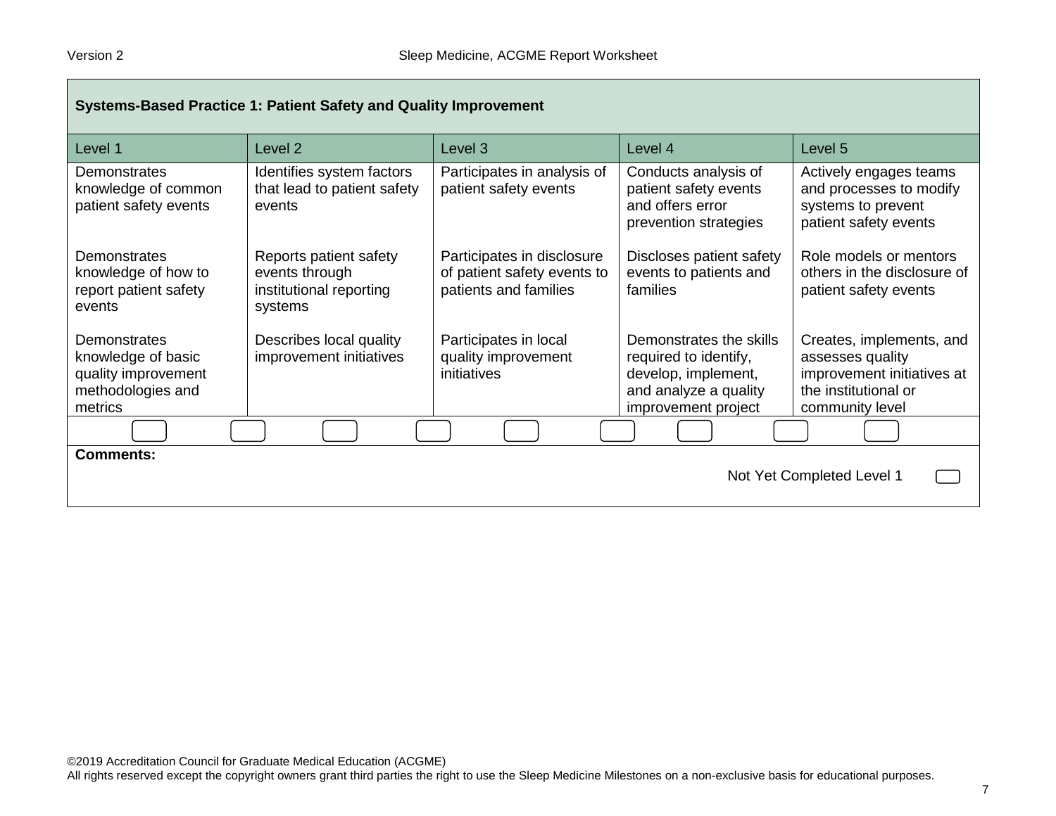## Systems-Based Practice 1: Patient Safety and Quality Improvement

| Level 1 | Level 2 | Level 3 | Level 4 | Level 5 |
|---|---|---|---|---|
| Demonstrates knowledge of common patient safety events | Identifies system factors that lead to patient safety events | Participates in analysis of patient safety events | Conducts analysis of patient safety events and offers error prevention strategies | Actively engages teams and processes to modify systems to prevent patient safety events |
| Demonstrates knowledge of how to report patient safety events | Reports patient safety events through institutional reporting systems | Participates in disclosure of patient safety events to patients and families | Discloses patient safety events to patients and families | Role models or mentors others in the disclosure of patient safety events |
| Demonstrates knowledge of basic quality improvement methodologies and metrics | Describes local quality improvement initiatives | Participates in local quality improvement initiatives | Demonstrates the skills required to identify, develop, implement, and analyze a quality improvement project | Creates, implements, and assesses quality improvement initiatives at the institutional or community level |

**Comments:**

Not Yet Completed Level 1

©2019 Accreditation Council for Graduate Medical Education (ACGME)
All rights reserved except the copyright owners grant third parties the right to use the Sleep Medicine Milestones on a non-exclusive basis for educational purposes.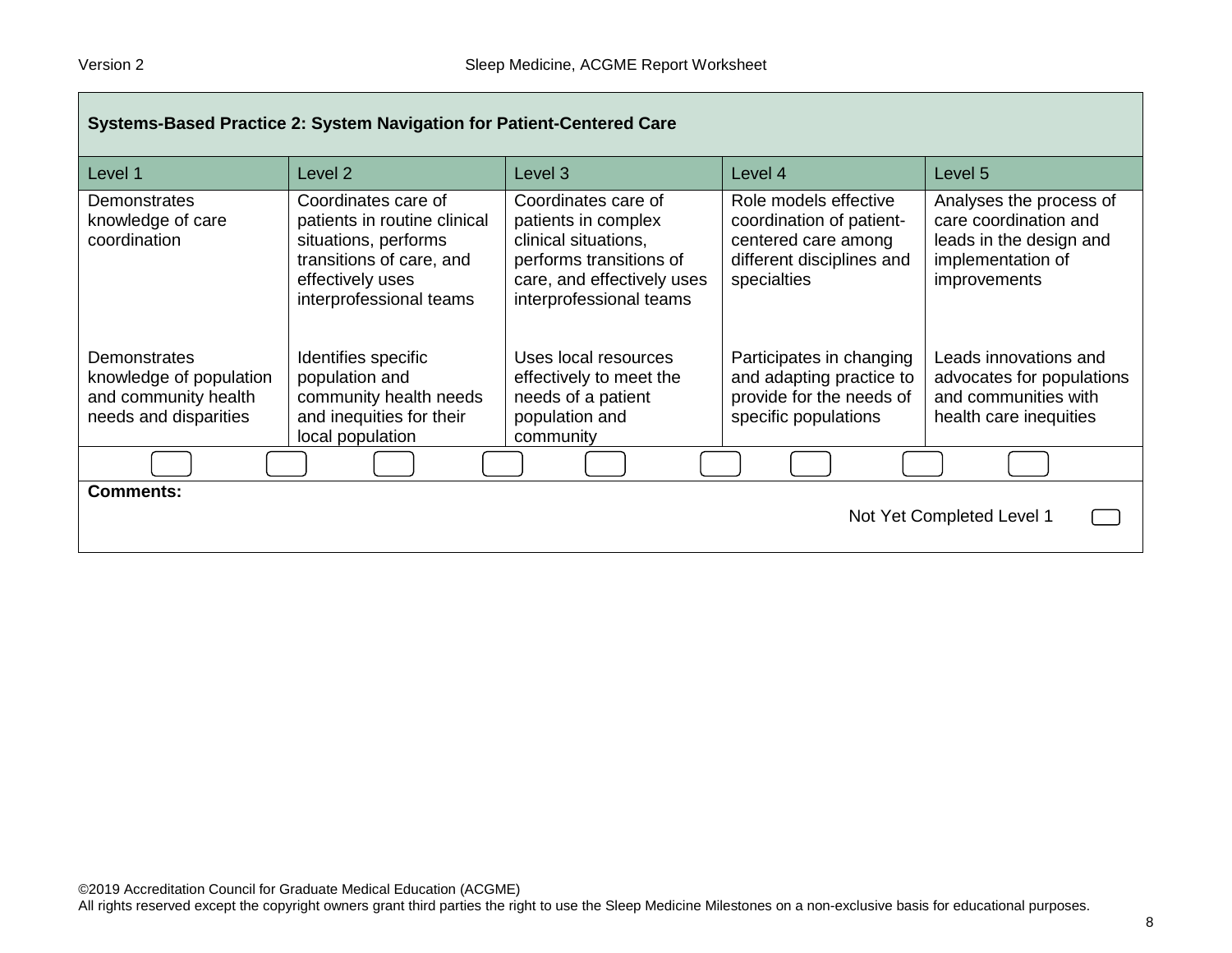| Systems-Based Practice 2: System Navigation for Patient-Centered Care | | | | |
|---|---|---|---|---|
| Level 1 | Level 2 | Level 3 | Level 4 | Level 5 |
| Demonstrates knowledge of care coordination | Coordinates care of patients in routine clinical situations, performs transitions of care, and effectively uses interprofessional teams | Coordinates care of patients in complex clinical situations, performs transitions of care, and effectively uses interprofessional teams | Role models effective coordination of patient-centered care among different disciplines and specialties | Analyses the process of care coordination and leads in the design and implementation of improvements |
| Demonstrates knowledge of population and community health needs and disparities | Identifies specific population and community health needs and inequities for their local population | Uses local resources effectively to meet the needs of a patient population and community | Participates in changing and adapting practice to provide for the needs of specific populations | Leads innovations and advocates for populations and communities with health care inequities |

**Comments:**

Not Yet Completed Level 1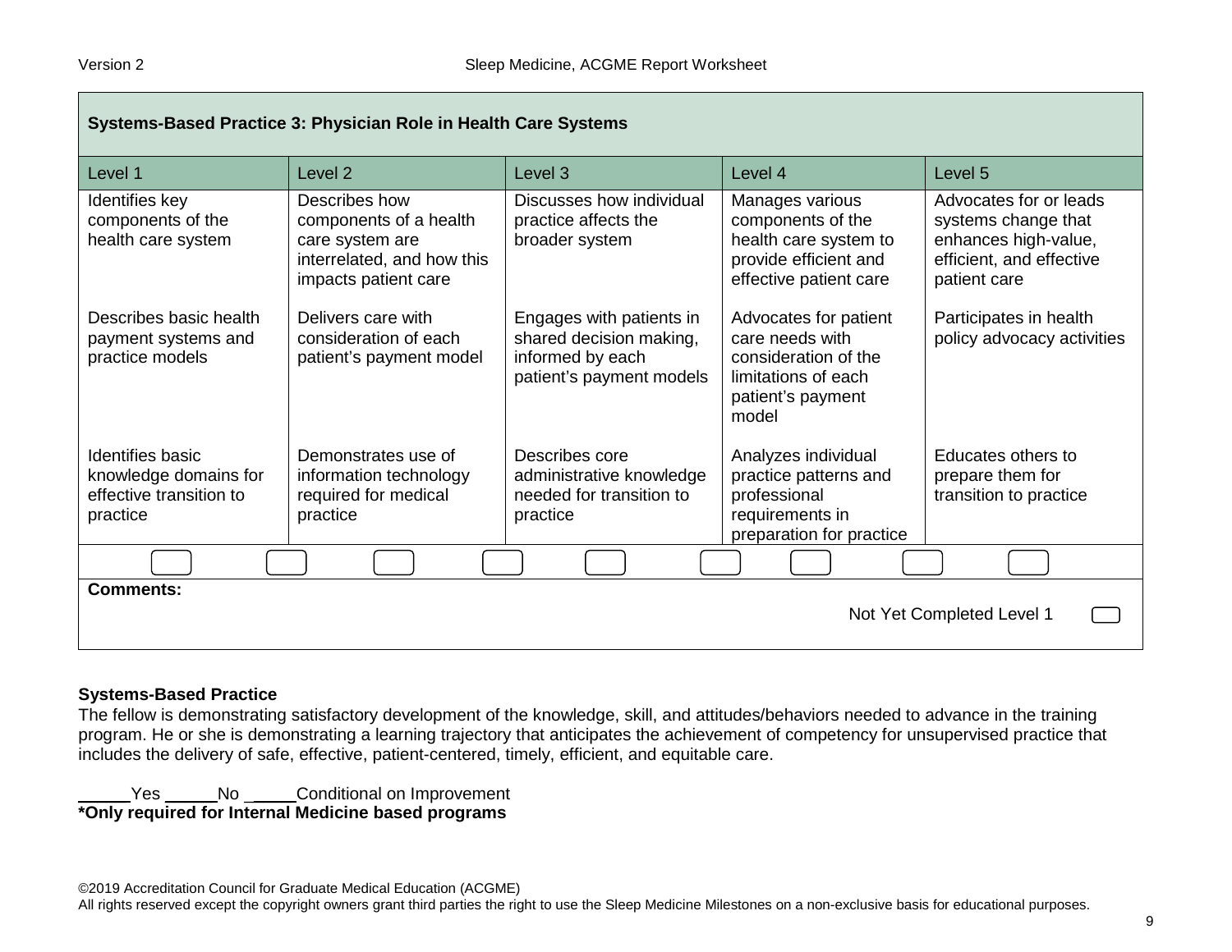| Systems-Based Practice 3: Physician Role in Health Care Systems | | | | |
|---|---|---|---|---|
| Level 1 | Level 2 | Level 3 | Level 4 | Level 5 |
| Identifies key components of the health care system<br><br>Describes basic health payment systems and practice models<br><br>Identifies basic knowledge domains for effective transition to practice | Describes how components of a health care system are interrelated, and how this impacts patient care<br><br>Delivers care with consideration of each patient's payment model<br><br>Demonstrates use of information technology required for medical practice | Discusses how individual practice affects the broader system<br><br>Engages with patients in shared decision making, informed by each patient's payment models<br><br>Describes core administrative knowledge needed for transition to practice | Manages various components of the health care system to provide efficient and effective patient care<br><br>Advocates for patient care needs with consideration of the limitations of each patient's payment model<br><br>Analyzes individual practice patterns and professional requirements in preparation for practice | Advocates for or leads systems change that enhances high-value, efficient, and effective patient care<br><br>Participates in health policy advocacy activities<br><br>Educates others to prepare them for transition to practice |

**Comments:**

Not Yet Completed Level 1

**Systems-Based Practice**

The fellow is demonstrating satisfactory development of the knowledge, skill, and attitudes/behaviors needed to advance in the training program. He or she is demonstrating a learning trajectory that anticipates the achievement of competency for unsupervised practice that includes the delivery of safe, effective, patient-centered, timely, efficient, and equitable care.

\_\_\_\_\_\_Yes \_\_\_\_\_\_No \_\_\_\_\_\_Conditional on Improvement

**\*Only required for Internal Medicine based programs**

©2019 Accreditation Council for Graduate Medical Education (ACGME)
All rights reserved except the copyright owners grant third parties the right to use the Sleep Medicine Milestones on a non-exclusive basis for educational purposes.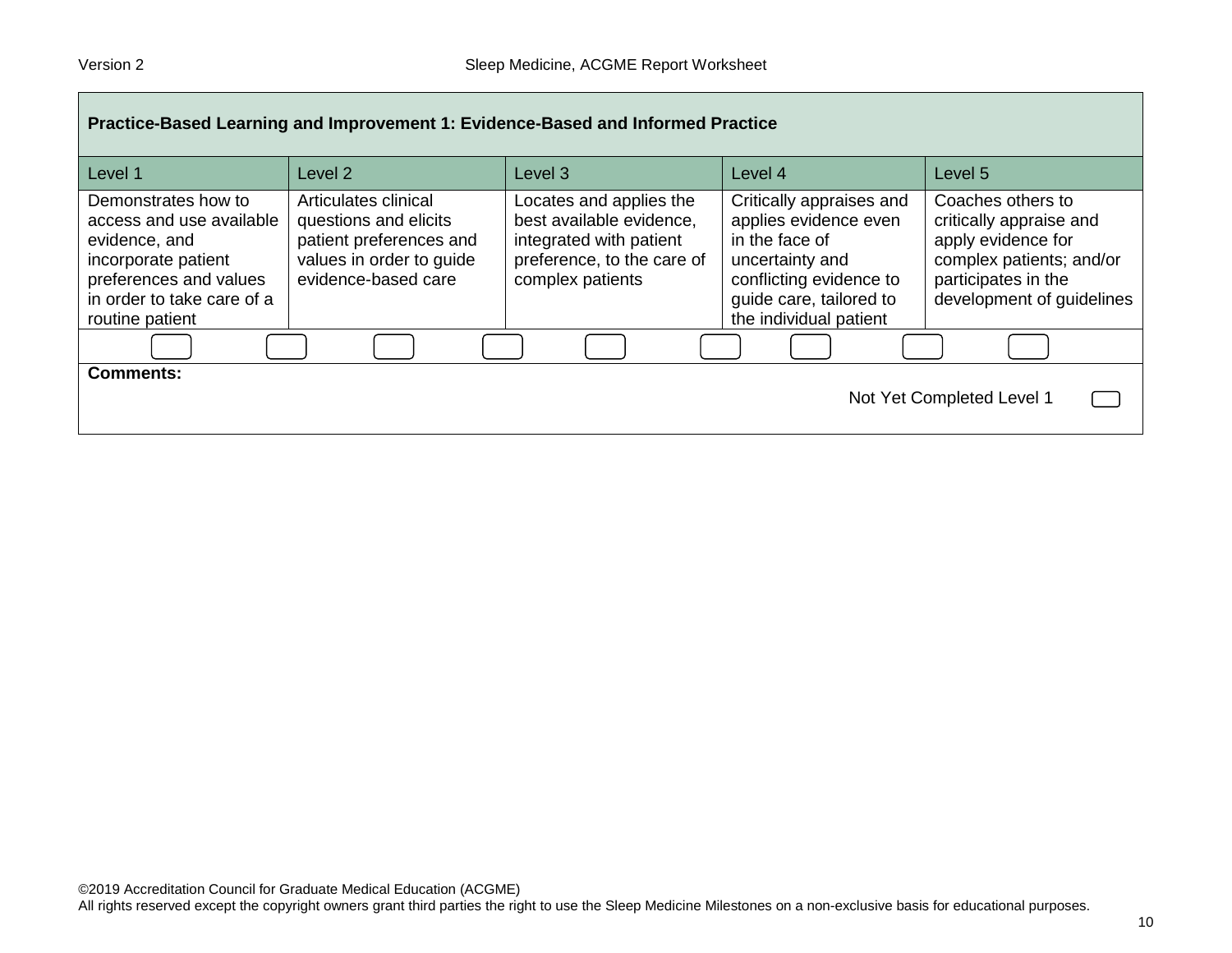| Practice-Based Learning and Improvement 1: Evidence-Based and Informed Practice | | | | |
|---|---|---|---|---|
| Level 1 | Level 2 | Level 3 | Level 4 | Level 5 |
| Demonstrates how to access and use available evidence, and incorporate patient preferences and values in order to take care of a routine patient | Articulates clinical questions and elicits patient preferences and values in order to guide evidence-based care | Locates and applies the best available evidence, integrated with patient preference, to the care of complex patients | Critically appraises and applies evidence even in the face of uncertainty and conflicting evidence to guide care, tailored to the individual patient | Coaches others to critically appraise and apply evidence for complex patients; and/or participates in the development of guidelines |

**Comments:**

Not Yet Completed Level 1

©2019 Accreditation Council for Graduate Medical Education (ACGME)
All rights reserved except the copyright owners grant third parties the right to use the Sleep Medicine Milestones on a non-exclusive basis for educational purposes.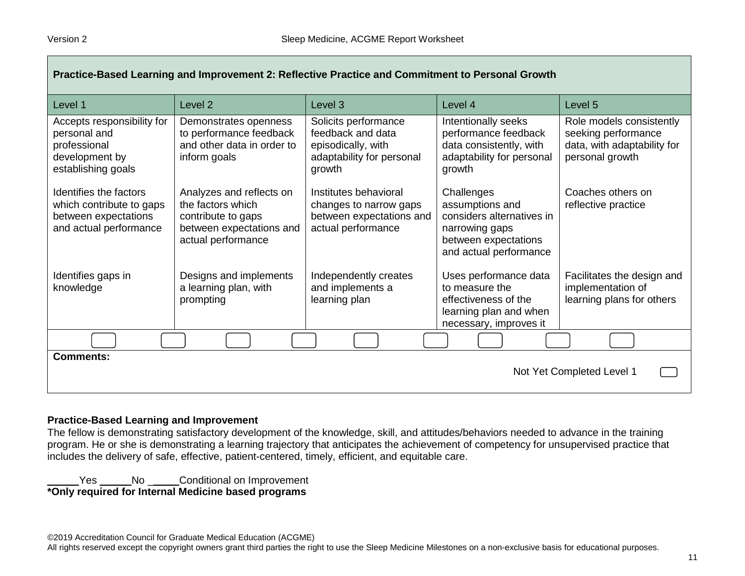| Practice-Based Learning and Improvement 2: Reflective Practice and Commitment to Personal Growth | | | | |
|---|---|---|---|---|
| Level 1 | Level 2 | Level 3 | Level 4 | Level 5 |
| Accepts responsibility for personal and professional development by establishing goals | Demonstrates openness to performance feedback and other data in order to inform goals | Solicits performance feedback and data episodically, with adaptability for personal growth | Intentionally seeks performance feedback data consistently, with adaptability for personal growth | Role models consistently seeking performance data, with adaptability for personal growth |
| Identifies the factors which contribute to gaps between expectations and actual performance | Analyzes and reflects on the factors which contribute to gaps between expectations and actual performance | Institutes behavioral changes to narrow gaps between expectations and actual performance | Challenges assumptions and considers alternatives in narrowing gaps between expectations and actual performance | Coaches others on reflective practice |
| Identifies gaps in knowledge | Designs and implements a learning plan, with prompting | Independently creates and implements a learning plan | Uses performance data to measure the effectiveness of the learning plan and when necessary, improves it | Facilitates the design and implementation of learning plans for others |

**Comments:**

Not Yet Completed Level 1

**Practice-Based Learning and Improvement**

The fellow is demonstrating satisfactory development of the knowledge, skill, and attitudes/behaviors needed to advance in the training program. He or she is demonstrating a learning trajectory that anticipates the achievement of competency for unsupervised practice that includes the delivery of safe, effective, patient-centered, timely, efficient, and equitable care.

\_\_\_\_\_Yes \_\_\_\_\_No \_\_\_\_\_Conditional on Improvement

**\*Only required for Internal Medicine based programs**

©2019 Accreditation Council for Graduate Medical Education (ACGME)
All rights reserved except the copyright owners grant third parties the right to use the Sleep Medicine Milestones on a non-exclusive basis for educational purposes.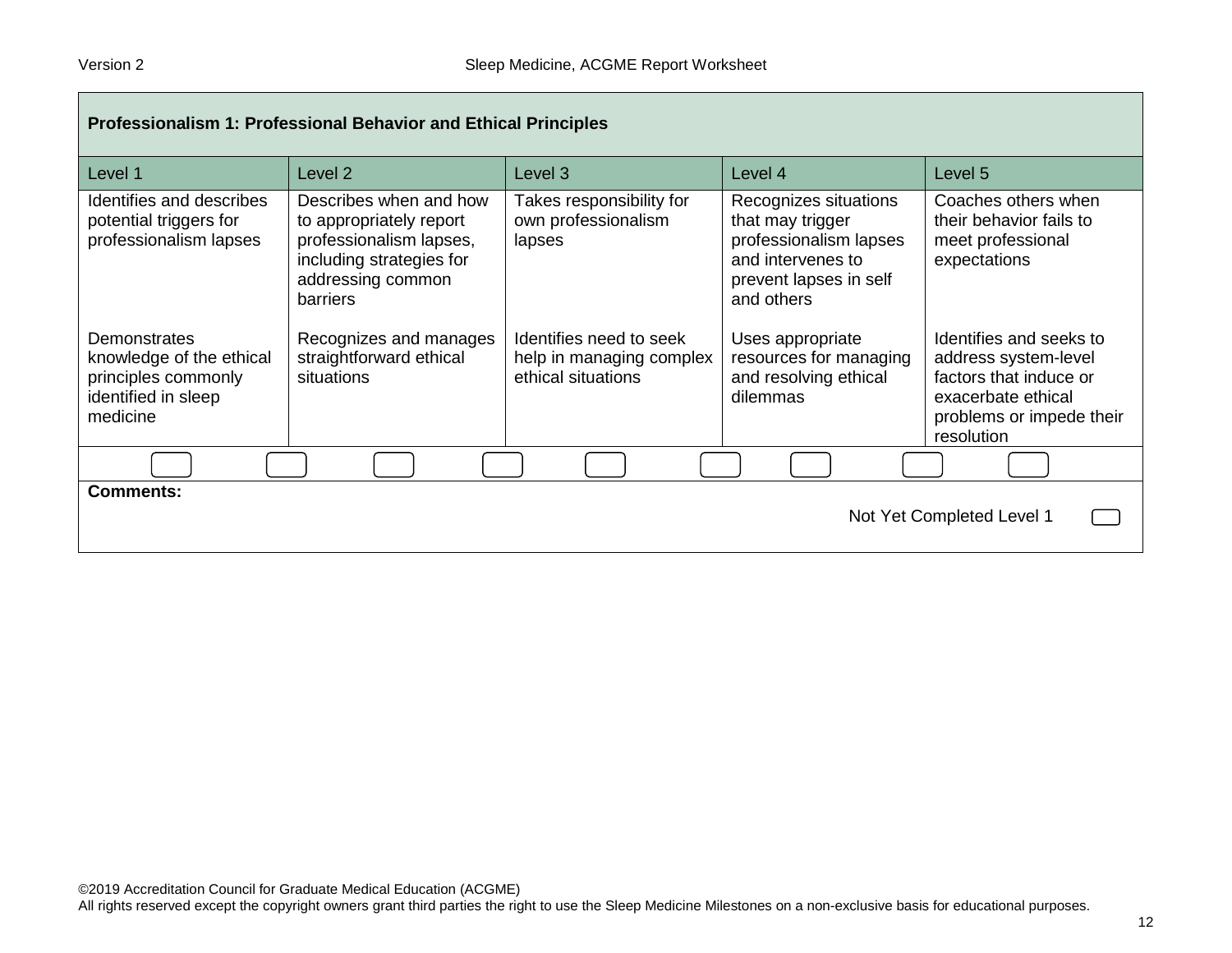**Professionalism 1: Professional Behavior and Ethical Principles**

| Level 1 | Level 2 | Level 3 | Level 4 | Level 5 |
|---|---|---|---|---|
| Identifies and describes potential triggers for professionalism lapses<br><br>Demonstrates knowledge of the ethical principles commonly identified in sleep medicine | Describes when and how to appropriately report professionalism lapses, including strategies for addressing common barriers<br><br>Recognizes and manages straightforward ethical situations | Takes responsibility for own professionalism lapses<br><br>Identifies need to seek help in managing complex ethical situations | Recognizes situations that may trigger professionalism lapses and intervenes to prevent lapses in self and others<br><br>Uses appropriate resources for managing and resolving ethical dilemmas | Coaches others when their behavior fails to meet professional expectations<br><br>Identifies and seeks to address system-level factors that induce or exacerbate ethical problems or impede their resolution |

**Comments:**

Not Yet Completed Level 1

©2019 Accreditation Council for Graduate Medical Education (ACGME)
All rights reserved except the copyright owners grant third parties the right to use the Sleep Medicine Milestones on a non-exclusive basis for educational purposes.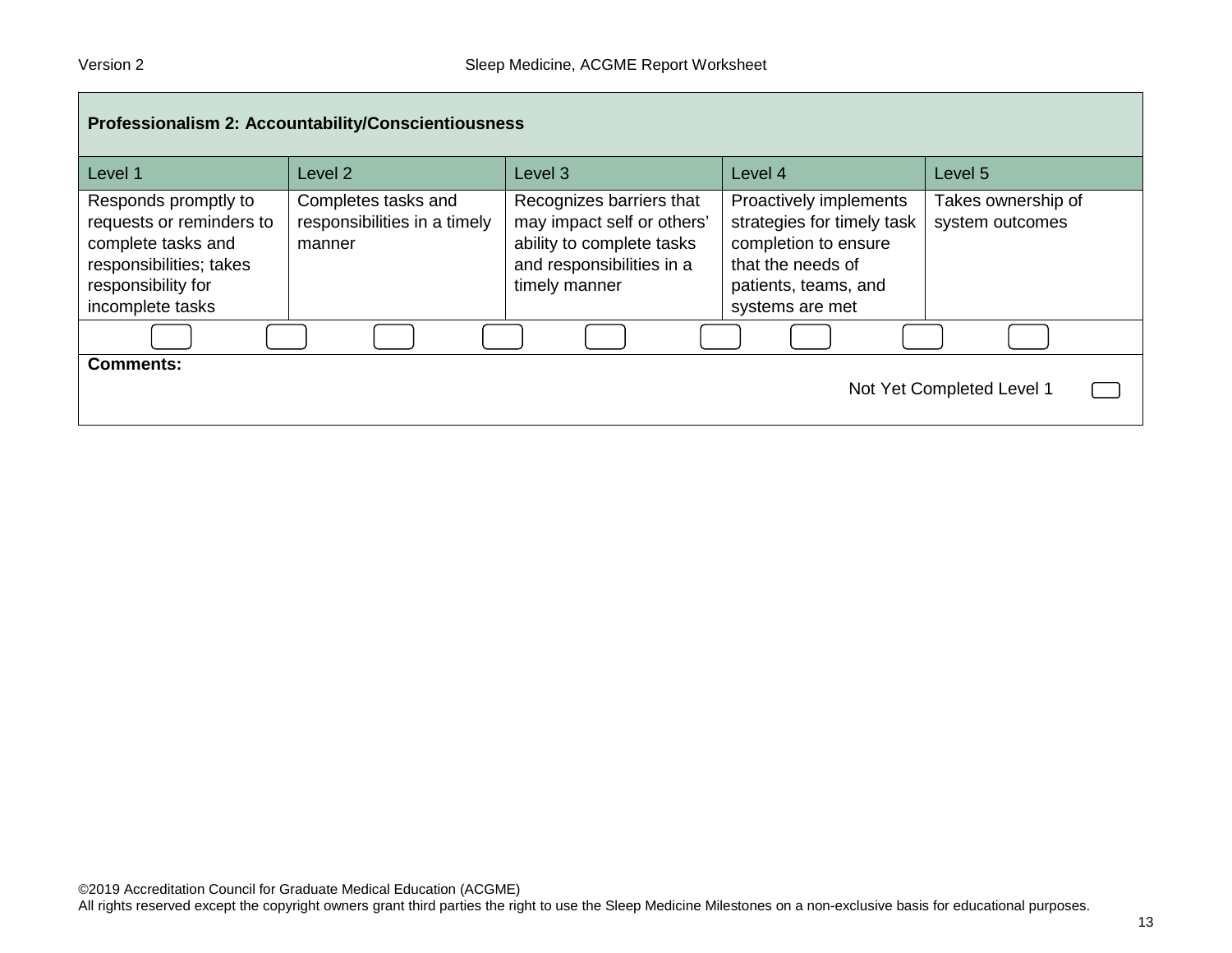| Professionalism 2: Accountability/Conscientiousness | | | | |
|---|---|---|---|---|
| Level 1 | Level 2 | Level 3 | Level 4 | Level 5 |
| Responds promptly to requests or reminders to complete tasks and responsibilities; takes responsibility for incomplete tasks | Completes tasks and responsibilities in a timely manner | Recognizes barriers that may impact self or others' ability to complete tasks and responsibilities in a timely manner | Proactively implements strategies for timely task completion to ensure that the needs of patients, teams, and systems are met | Takes ownership of system outcomes |

**Comments:**

Not Yet Completed Level 1

©2019 Accreditation Council for Graduate Medical Education (ACGME)
All rights reserved except the copyright owners grant third parties the right to use the Sleep Medicine Milestones on a non-exclusive basis for educational purposes.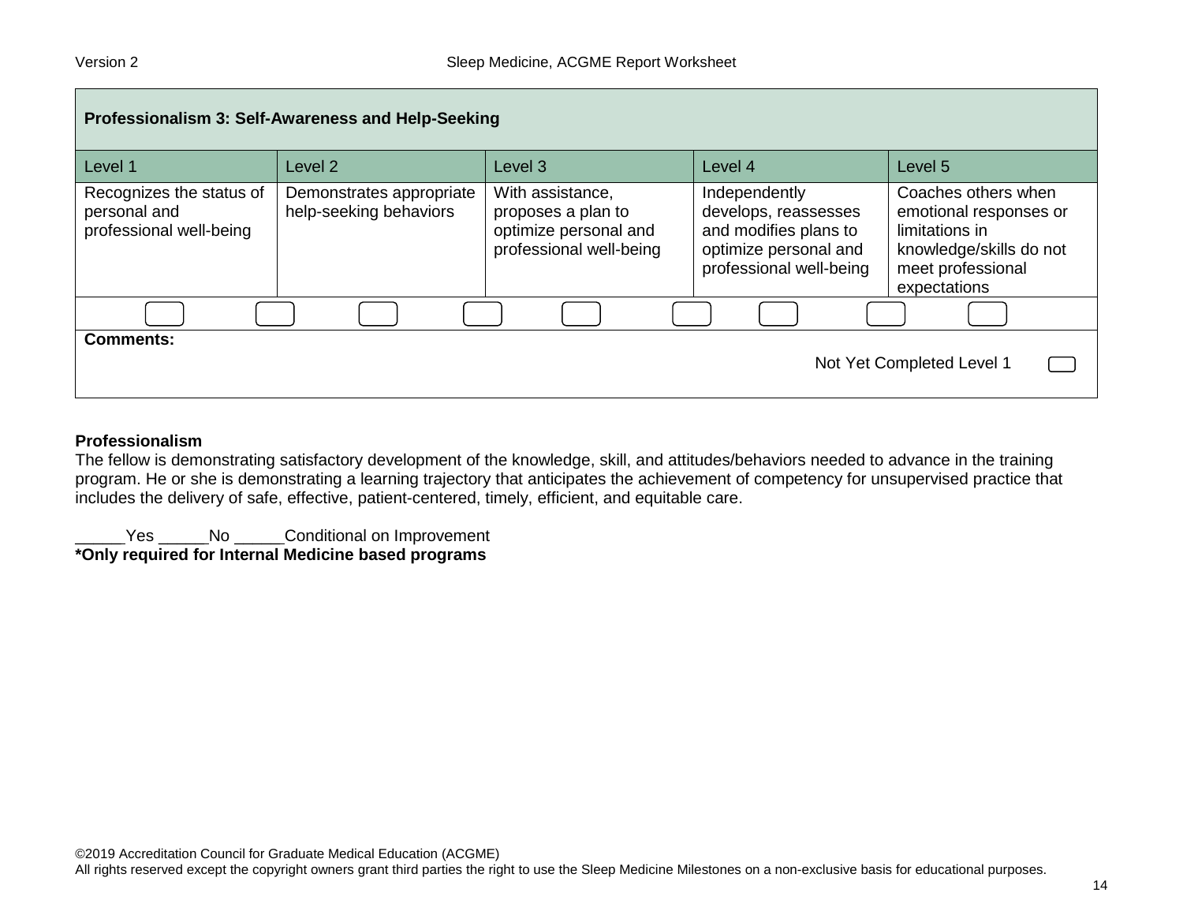| Professionalism 3: Self-Awareness and Help-Seeking | | | | |
|---|---|---|---|---|
| Level 1 | Level 2 | Level 3 | Level 4 | Level 5 |
| Recognizes the status of personal and professional well-being | Demonstrates appropriate help-seeking behaviors | With assistance, proposes a plan to optimize personal and professional well-being | Independently develops, reassesses and modifies plans to optimize personal and professional well-being | Coaches others when emotional responses or limitations in knowledge/skills do not meet professional expectations |

**Comments:**

Not Yet Completed Level 1

**Professionalism**

The fellow is demonstrating satisfactory development of the knowledge, skill, and attitudes/behaviors needed to advance in the training program. He or she is demonstrating a learning trajectory that anticipates the achievement of competency for unsupervised practice that includes the delivery of safe, effective, patient-centered, timely, efficient, and equitable care.

\_\_\_\_\_Yes \_\_\_\_\_No \_\_\_\_\_Conditional on Improvement

**\*Only required for Internal Medicine based programs**

©2019 Accreditation Council for Graduate Medical Education (ACGME)
All rights reserved except the copyright owners grant third parties the right to use the Sleep Medicine Milestones on a non-exclusive basis for educational purposes.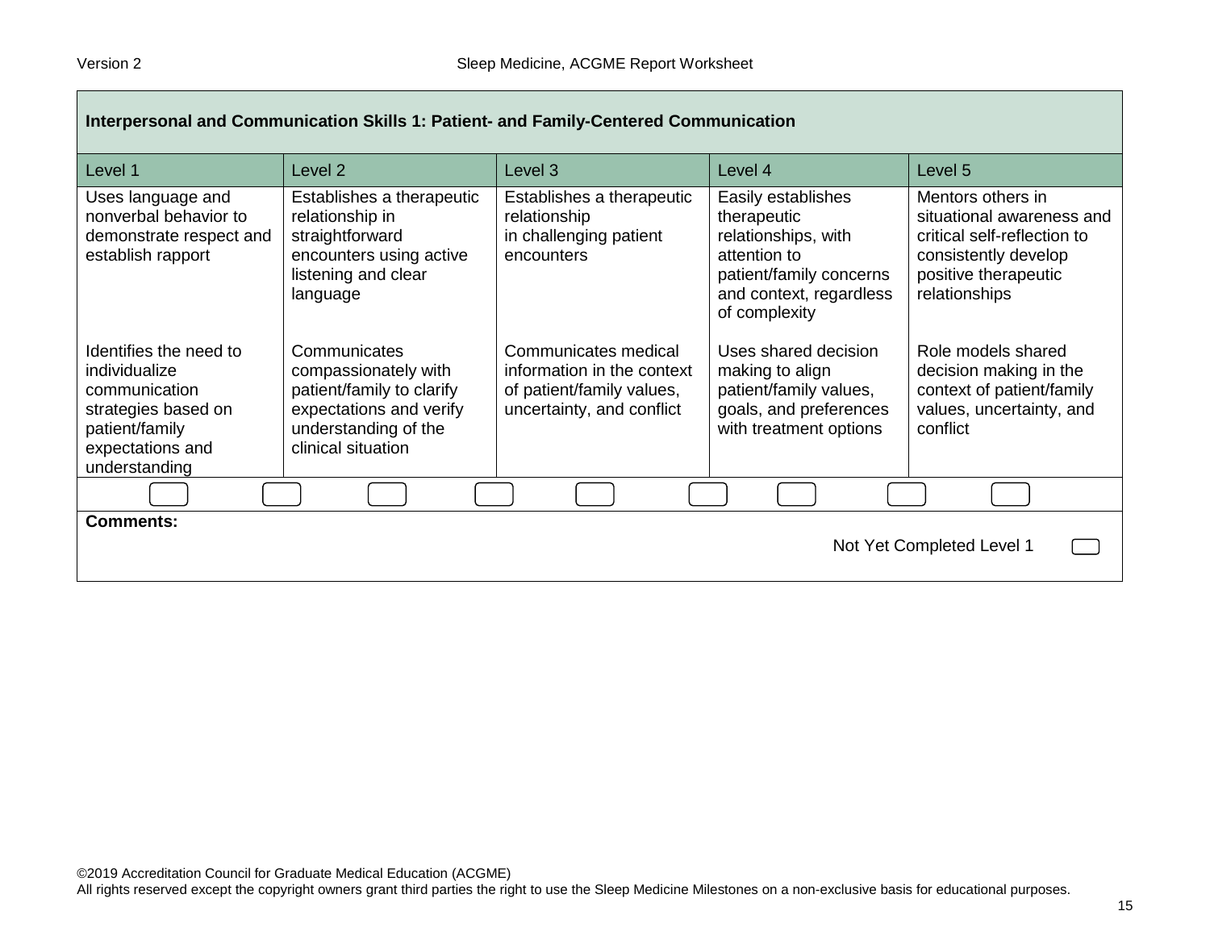## Interpersonal and Communication Skills 1: Patient- and Family-Centered Communication

| Level 1 | Level 2 | Level 3 | Level 4 | Level 5 |
|---|---|---|---|---|
| Uses language and nonverbal behavior to demonstrate respect and establish rapport | Establishes a therapeutic relationship in straightforward encounters using active listening and clear language | Establishes a therapeutic relationship in challenging patient encounters | Easily establishes therapeutic relationships, with attention to patient/family concerns and context, regardless of complexity | Mentors others in situational awareness and critical self-reflection to consistently develop positive therapeutic relationships |
| Identifies the need to individualize communication strategies based on patient/family expectations and understanding | Communicates compassionately with patient/family to clarify expectations and verify understanding of the clinical situation | Communicates medical information in the context of patient/family values, uncertainty, and conflict | Uses shared decision making to align patient/family values, goals, and preferences with treatment options | Role models shared decision making in the context of patient/family values, uncertainty, and conflict |

**Comments:**

Not Yet Completed Level 1

©2019 Accreditation Council for Graduate Medical Education (ACGME)
All rights reserved except the copyright owners grant third parties the right to use the Sleep Medicine Milestones on a non-exclusive basis for educational purposes.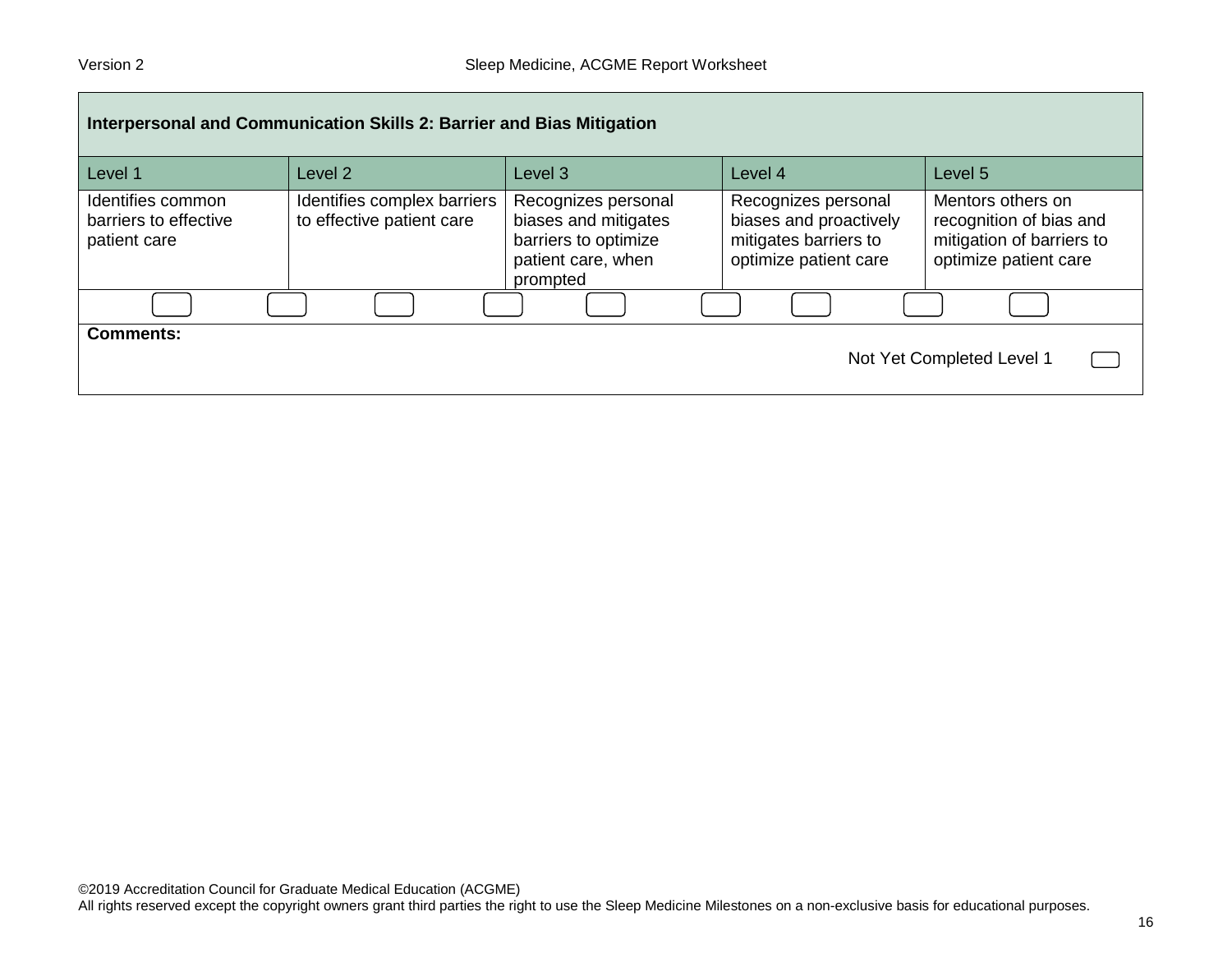| Interpersonal and Communication Skills 2: Barrier and Bias Mitigation | | | | |
|---|---|---|---|---|
| Level 1 | Level 2 | Level 3 | Level 4 | Level 5 |
| Identifies common barriers to effective patient care | Identifies complex barriers to effective patient care | Recognizes personal biases and mitigates barriers to optimize patient care, when prompted | Recognizes personal biases and proactively mitigates barriers to optimize patient care | Mentors others on recognition of bias and mitigation of barriers to optimize patient care |

**Comments:**

Not Yet Completed Level 1

©2019 Accreditation Council for Graduate Medical Education (ACGME)
All rights reserved except the copyright owners grant third parties the right to use the Sleep Medicine Milestones on a non-exclusive basis for educational purposes.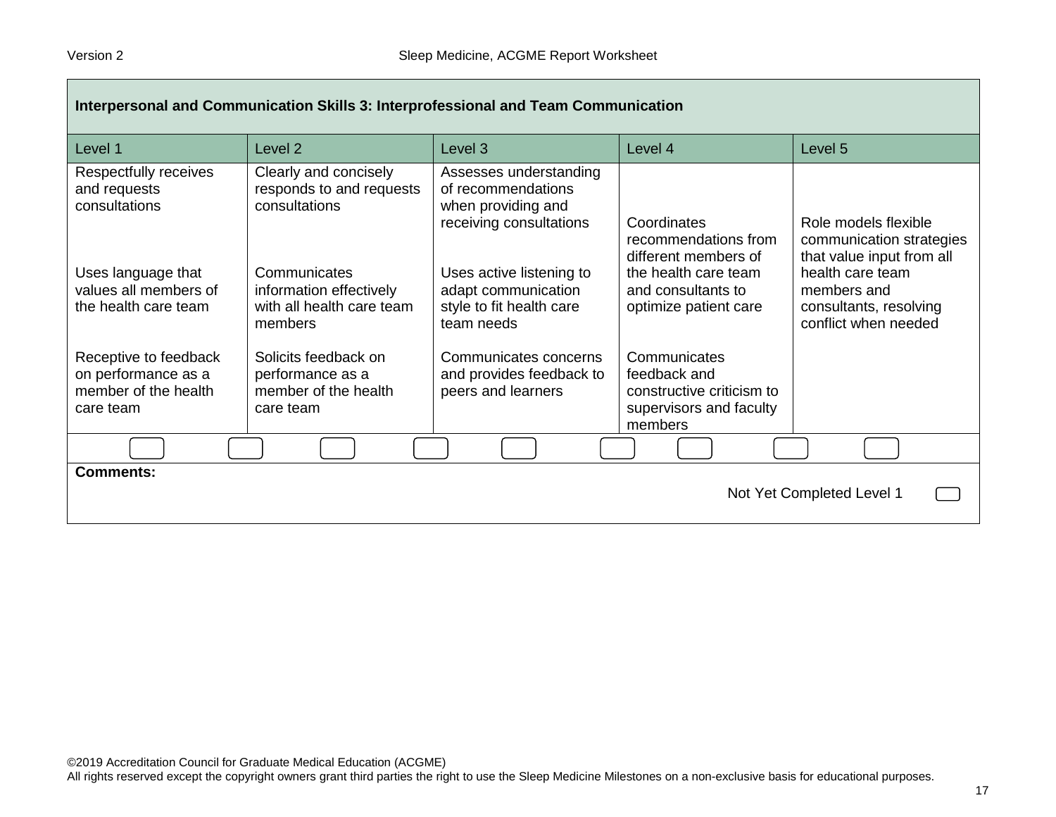| Interpersonal and Communication Skills 3: Interprofessional and Team Communication | | | | |
|---|---|---|---|---|
| Level 1 | Level 2 | Level 3 | Level 4 | Level 5 |
| Respectfully receives and requests consultations<br><br>Uses language that values all members of the health care team<br><br>Receptive to feedback on performance as a member of the health care team | Clearly and concisely responds to and requests consultations<br><br>Communicates information effectively with all health care team members<br><br>Solicits feedback on performance as a member of the health care team | Assesses understanding of recommendations when providing and receiving consultations<br><br>Uses active listening to adapt communication style to fit health care team needs<br><br>Communicates concerns and provides feedback to peers and learners | Coordinates recommendations from different members of the health care team and consultants to optimize patient care<br><br>Communicates feedback and constructive criticism to supervisors and faculty members | Role models flexible communication strategies that value input from all health care team members and consultants, resolving conflict when needed |

**Comments:**

Not Yet Completed Level 1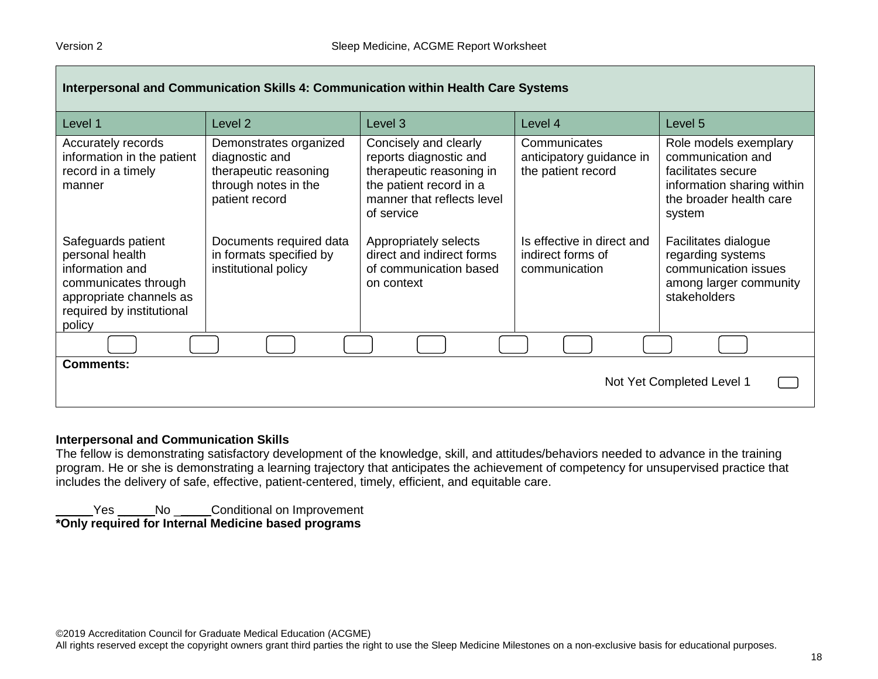| Interpersonal and Communication Skills 4: Communication within Health Care Systems | | | | |
|---|---|---|---|---|
| Level 1 | Level 2 | Level 3 | Level 4 | Level 5 |
| Accurately records information in the patient record in a timely manner<br><br>Safeguards patient personal health information and communicates through appropriate channels as required by institutional policy | Demonstrates organized diagnostic and therapeutic reasoning through notes in the patient record<br><br>Documents required data in formats specified by institutional policy | Concisely and clearly reports diagnostic and therapeutic reasoning in the patient record in a manner that reflects level of service<br><br>Appropriately selects direct and indirect forms of communication based on context | Communicates anticipatory guidance in the patient record<br><br>Is effective in direct and indirect forms of communication | Role models exemplary communication and facilitates secure information sharing within the broader health care system<br><br>Facilitates dialogue regarding systems communication issues among larger community stakeholders |

**Comments:**

Not Yet Completed Level 1

**Interpersonal and Communication Skills**

The fellow is demonstrating satisfactory development of the knowledge, skill, and attitudes/behaviors needed to advance in the training program. He or she is demonstrating a learning trajectory that anticipates the achievement of competency for unsupervised practice that includes the delivery of safe, effective, patient-centered, timely, efficient, and equitable care.

_____Yes _____No _____Conditional on Improvement

**\*Only required for Internal Medicine based programs**

©2019 Accreditation Council for Graduate Medical Education (ACGME)
All rights reserved except the copyright owners grant third parties the right to use the Sleep Medicine Milestones on a non-exclusive basis for educational purposes.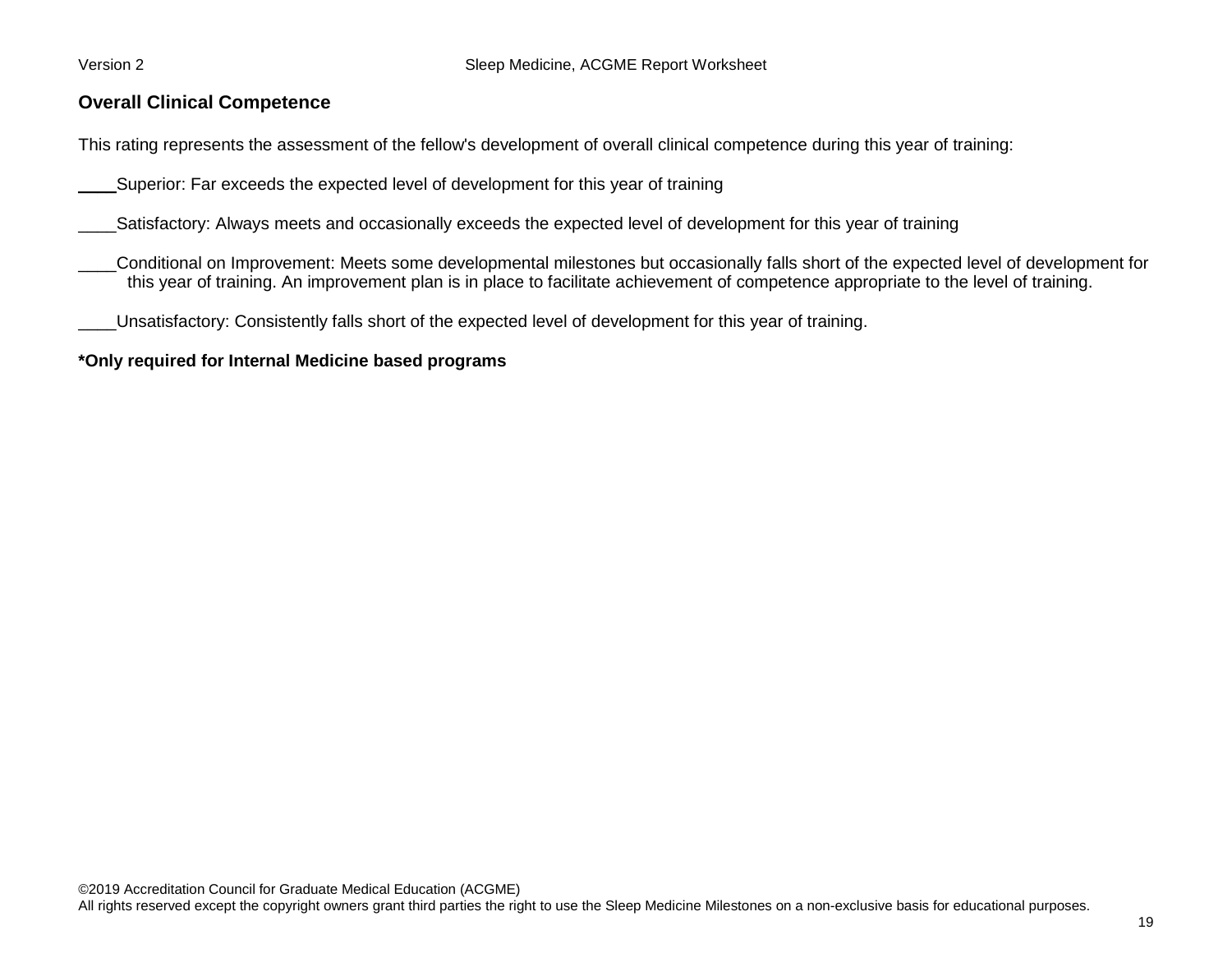## Overall Clinical Competence

This rating represents the assessment of the fellow's development of overall clinical competence during this year of training:

____Superior: Far exceeds the expected level of development for this year of training

____Satisfactory: Always meets and occasionally exceeds the expected level of development for this year of training

____Conditional on Improvement: Meets some developmental milestones but occasionally falls short of the expected level of development for this year of training. An improvement plan is in place to facilitate achievement of competence appropriate to the level of training.

____Unsatisfactory: Consistently falls short of the expected level of development for this year of training.

**\*Only required for Internal Medicine based programs**

©2019 Accreditation Council for Graduate Medical Education (ACGME)
All rights reserved except the copyright owners grant third parties the right to use the Sleep Medicine Milestones on a non-exclusive basis for educational purposes.